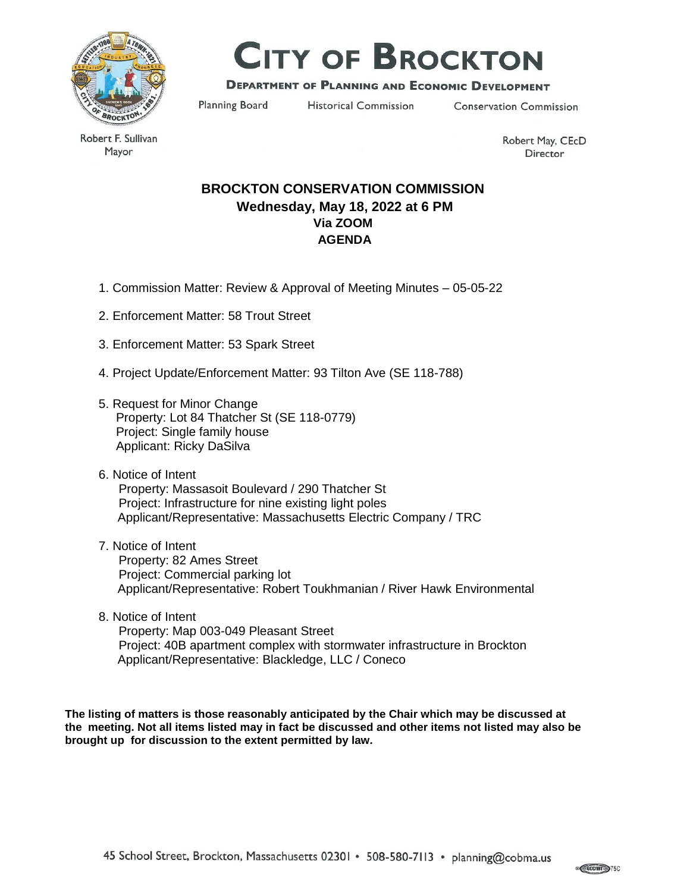# CITY OF BROCKTON

**DEPARTMENT OF PLANNING AND ECONOMIC DEVELOPMENT**

Planning Board | Historical Commission | Conservation Commission

Robert F. Sullivan
Mayor

Robert May, CEcD
Director

## BROCKTON CONSERVATION COMMISSION

**Wednesday, May 18, 2022 at 6 PM**
**Via ZOOM**
**AGENDA**

1. Commission Matter: Review & Approval of Meeting Minutes – 05-05-22

2. Enforcement Matter: 58 Trout Street

3. Enforcement Matter: 53 Spark Street

4. Project Update/Enforcement Matter: 93 Tilton Ave (SE 118-788)

5. Request for Minor Change
   Property: Lot 84 Thatcher St (SE 118-0779)
   Project: Single family house
   Applicant: Ricky DaSilva

6. Notice of Intent
   Property: Massasoit Boulevard / 290 Thatcher St
   Project: Infrastructure for nine existing light poles
   Applicant/Representative: Massachusetts Electric Company / TRC

7. Notice of Intent
   Property: 82 Ames Street
   Project: Commercial parking lot
   Applicant/Representative: Robert Toukhmanian / River Hawk Environmental

8. Notice of Intent
   Property: Map 003-049 Pleasant Street
   Project: 40B apartment complex with stormwater infrastructure in Brockton
   Applicant/Representative: Blackledge, LLC / Coneco

**The listing of matters is those reasonably anticipated by the Chair which may be discussed at the meeting. Not all items listed may in fact be discussed and other items not listed may also be brought up for discussion to the extent permitted by law.**

45 School Street, Brockton, Massachusetts 02301 • 508-580-7113 • planning@cobma.us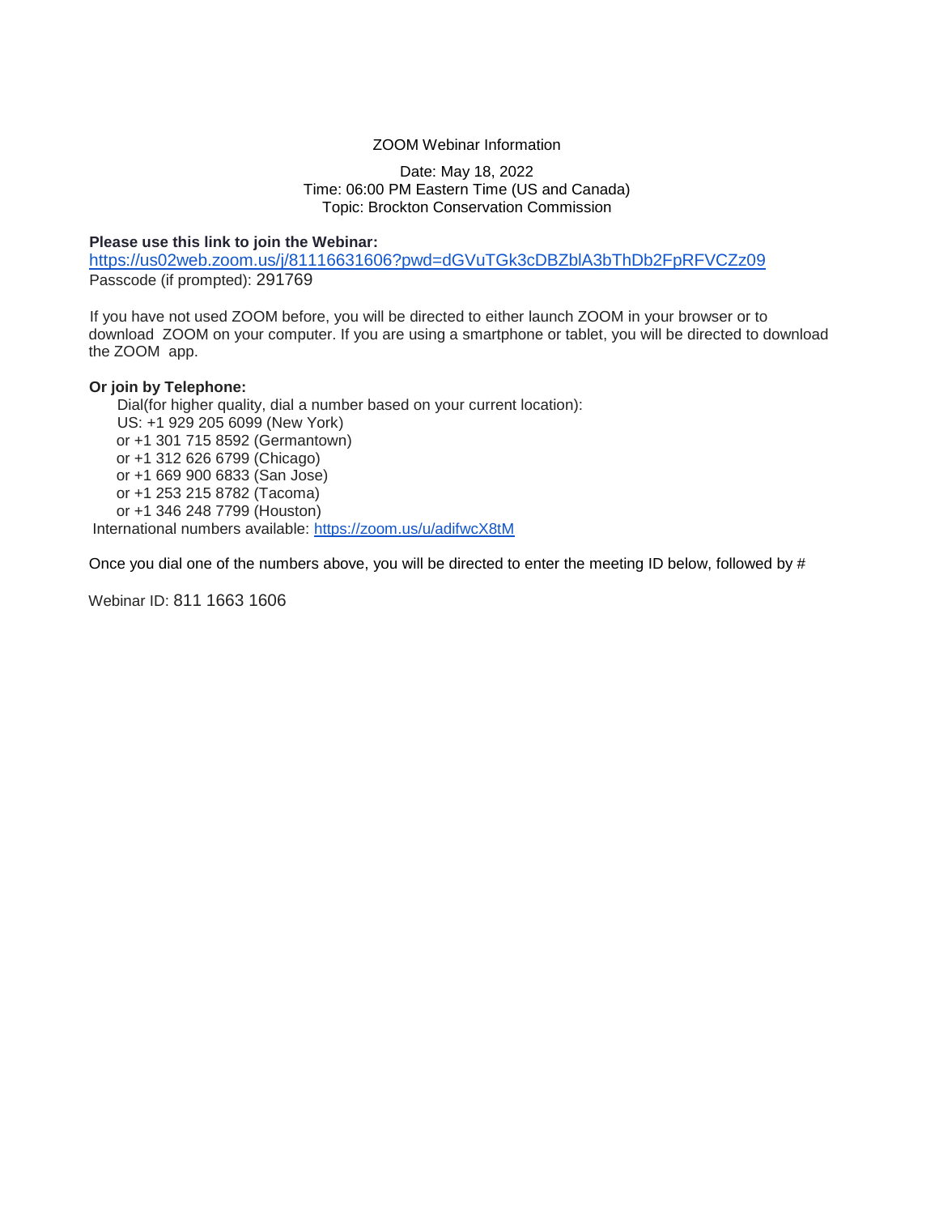ZOOM Webinar Information

Date: May 18, 2022
Time: 06:00 PM Eastern Time (US and Canada)
Topic: Brockton Conservation Commission

**Please use this link to join the Webinar:**
https://us02web.zoom.us/j/81116631606?pwd=dGVuTGk3cDBZblA3bThDb2FpRFVCZz09
Passcode (if prompted): 291769

If you have not used ZOOM before, you will be directed to either launch ZOOM in your browser or to download ZOOM on your computer. If you are using a smartphone or tablet, you will be directed to download the ZOOM app.

**Or join by Telephone:**

Dial(for higher quality, dial a number based on your current location):
US: +1 929 205 6099 (New York)
or +1 301 715 8592 (Germantown)
or +1 312 626 6799 (Chicago)
or +1 669 900 6833 (San Jose)
or +1 253 215 8782 (Tacoma)
or +1 346 248 7799 (Houston)

International numbers available: https://zoom.us/u/adifwcX8tM

Once you dial one of the numbers above, you will be directed to enter the meeting ID below, followed by #

Webinar ID: 811 1663 1606